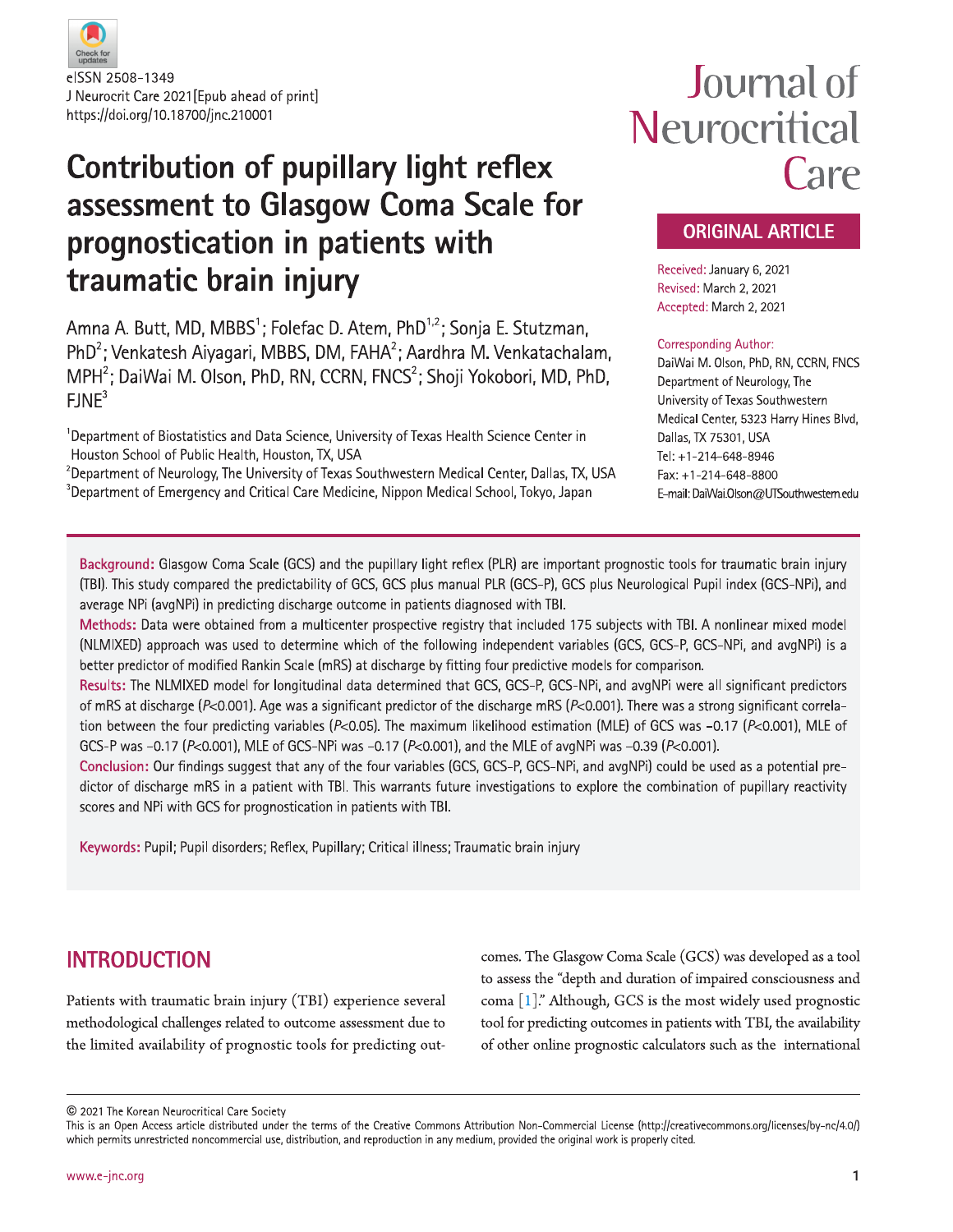eISSN 2508-1349
J Neurocrit Care 2021[Epub ahead of print]
https://doi.org/10.18700/jnc.210001

# Contribution of pupillary light reflex assessment to Glasgow Coma Scale for prognostication in patients with traumatic brain injury

Amna A. Butt, MD, MBBS[1]; Folefac D. Atem, PhD[1,2]; Sonja E. Stutzman, PhD[2]; Venkatesh Aiyagari, MBBS, DM, FAHA[2]; Aardhra M. Venkatachalam, MPH[2]; DaiWai M. Olson, PhD, RN, CCRN, FNCS[2]; Shoji Yokobori, MD, PhD, FJNE[3]

[1]Department of Biostatistics and Data Science, University of Texas Health Science Center in Houston School of Public Health, Houston, TX, USA
[2]Department of Neurology, The University of Texas Southwestern Medical Center, Dallas, TX, USA
[3]Department of Emergency and Critical Care Medicine, Nippon Medical School, Tokyo, Japan

**ORIGINAL ARTICLE**

Received: January 6, 2021
Revised: March 2, 2021
Accepted: March 2, 2021

Corresponding Author:
DaiWai M. Olson, PhD, RN, CCRN, FNCS
Department of Neurology, The University of Texas Southwestern Medical Center, 5323 Harry Hines Blvd, Dallas, TX 75301, USA
Tel: +1-214-648-8946
Fax: +1-214-648-8800
E-mail: DaiWai.Olson@UTSouthwestern.edu

**Background:** Glasgow Coma Scale (GCS) and the pupillary light reflex (PLR) are important prognostic tools for traumatic brain injury (TBI). This study compared the predictability of GCS, GCS plus manual PLR (GCS-P), GCS plus Neurological Pupil index (GCS-NPi), and average NPi (avgNPi) in predicting discharge outcome in patients diagnosed with TBI.

**Methods:** Data were obtained from a multicenter prospective registry that included 175 subjects with TBI. A nonlinear mixed model (NLMIXED) approach was used to determine which of the following independent variables (GCS, GCS-P, GCS-NPi, and avgNPi) is a better predictor of modified Rankin Scale (mRS) at discharge by fitting four predictive models for comparison.

**Results:** The NLMIXED model for longitudinal data determined that GCS, GCS-P, GCS-NPi, and avgNPi were all significant predictors of mRS at discharge ($P<0.001$). Age was a significant predictor of the discharge mRS ($P<0.001$). There was a strong significant correlation between the four predicting variables ($P<0.05$). The maximum likelihood estimation (MLE) of GCS was −0.17 ($P<0.001$), MLE of GCS-P was −0.17 ($P<0.001$), MLE of GCS-NPi was −0.17 ($P<0.001$), and the MLE of avgNPi was −0.39 ($P<0.001$).

**Conclusion:** Our findings suggest that any of the four variables (GCS, GCS-P, GCS-NPi, and avgNPi) could be used as a potential predictor of discharge mRS in a patient with TBI. This warrants future investigations to explore the combination of pupillary reactivity scores and NPi with GCS for prognostication in patients with TBI.

**Keywords:** Pupil; Pupil disorders; Reflex, Pupillary; Critical illness; Traumatic brain injury

## INTRODUCTION

Patients with traumatic brain injury (TBI) experience several methodological challenges related to outcome assessment due to the limited availability of prognostic tools for predicting outcomes. The Glasgow Coma Scale (GCS) was developed as a tool to assess the "depth and duration of impaired consciousness and coma [1]." Although, GCS is the most widely used prognostic tool for predicting outcomes in patients with TBI, the availability of other online prognostic calculators such as the international

© 2021 The Korean Neurocritical Care Society
This is an Open Access article distributed under the terms of the Creative Commons Attribution Non-Commercial License (http://creativecommons.org/licenses/by-nc/4.0/) which permits unrestricted noncommercial use, distribution, and reproduction in any medium, provided the original work is properly cited.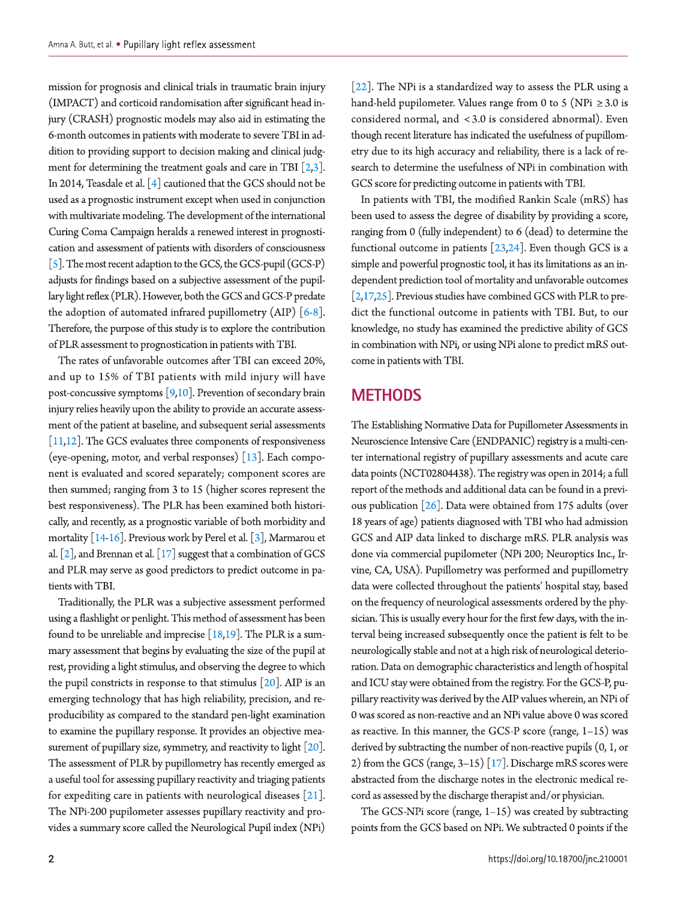mission for prognosis and clinical trials in traumatic brain injury (IMPACT) and corticoid randomisation after significant head injury (CRASH) prognostic models may also aid in estimating the 6-month outcomes in patients with moderate to severe TBI in addition to providing support to decision making and clinical judgment for determining the treatment goals and care in TBI [2,3]. In 2014, Teasdale et al. [4] cautioned that the GCS should not be used as a prognostic instrument except when used in conjunction with multivariate modeling. The development of the international Curing Coma Campaign heralds a renewed interest in prognostication and assessment of patients with disorders of consciousness [5]. The most recent adaption to the GCS, the GCS-pupil (GCS-P) adjusts for findings based on a subjective assessment of the pupillary light reflex (PLR). However, both the GCS and GCS-P predate the adoption of automated infrared pupillometry (AIP) [6-8]. Therefore, the purpose of this study is to explore the contribution of PLR assessment to prognostication in patients with TBI.

The rates of unfavorable outcomes after TBI can exceed 20%, and up to 15% of TBI patients with mild injury will have post-concussive symptoms [9,10]. Prevention of secondary brain injury relies heavily upon the ability to provide an accurate assessment of the patient at baseline, and subsequent serial assessments [11,12]. The GCS evaluates three components of responsiveness (eye-opening, motor, and verbal responses) [13]. Each component is evaluated and scored separately; component scores are then summed; ranging from 3 to 15 (higher scores represent the best responsiveness). The PLR has been examined both historically, and recently, as a prognostic variable of both morbidity and mortality [14-16]. Previous work by Perel et al. [3], Marmarou et al. [2], and Brennan et al. [17] suggest that a combination of GCS and PLR may serve as good predictors to predict outcome in patients with TBI.

Traditionally, the PLR was a subjective assessment performed using a flashlight or penlight. This method of assessment has been found to be unreliable and imprecise [18,19]. The PLR is a summary assessment that begins by evaluating the size of the pupil at rest, providing a light stimulus, and observing the degree to which the pupil constricts in response to that stimulus [20]. AIP is an emerging technology that has high reliability, precision, and reproducibility as compared to the standard pen-light examination to examine the pupillary response. It provides an objective measurement of pupillary size, symmetry, and reactivity to light [20]. The assessment of PLR by pupillometry has recently emerged as a useful tool for assessing pupillary reactivity and triaging patients for expediting care in patients with neurological diseases [21]. The NPi-200 pupilometer assesses pupillary reactivity and provides a summary score called the Neurological Pupil index (NPi) [22]. The NPi is a standardized way to assess the PLR using a hand-held pupilometer. Values range from 0 to 5 (NPi ≥3.0 is considered normal, and <3.0 is considered abnormal). Even though recent literature has indicated the usefulness of pupillometry due to its high accuracy and reliability, there is a lack of research to determine the usefulness of NPi in combination with GCS score for predicting outcome in patients with TBI.

In patients with TBI, the modified Rankin Scale (mRS) has been used to assess the degree of disability by providing a score, ranging from 0 (fully independent) to 6 (dead) to determine the functional outcome in patients [23,24]. Even though GCS is a simple and powerful prognostic tool, it has its limitations as an independent prediction tool of mortality and unfavorable outcomes [2,17,25]. Previous studies have combined GCS with PLR to predict the functional outcome in patients with TBI. But, to our knowledge, no study has examined the predictive ability of GCS in combination with NPi, or using NPi alone to predict mRS outcome in patients with TBI.

## METHODS

The Establishing Normative Data for Pupillometer Assessments in Neuroscience Intensive Care (ENDPANIC) registry is a multi-center international registry of pupillary assessments and acute care data points (NCT02804438). The registry was open in 2014; a full report of the methods and additional data can be found in a previous publication [26]. Data were obtained from 175 adults (over 18 years of age) patients diagnosed with TBI who had admission GCS and AIP data linked to discharge mRS. PLR analysis was done via commercial pupilometer (NPi 200; Neuroptics Inc., Irvine, CA, USA). Pupillometry was performed and pupillometry data were collected throughout the patients' hospital stay, based on the frequency of neurological assessments ordered by the physician. This is usually every hour for the first few days, with the interval being increased subsequently once the patient is felt to be neurologically stable and not at a high risk of neurological deterioration. Data on demographic characteristics and length of hospital and ICU stay were obtained from the registry. For the GCS-P, pupillary reactivity was derived by the AIP values wherein, an NPi of 0 was scored as non-reactive and an NPi value above 0 was scored as reactive. In this manner, the GCS-P score (range, 1–15) was derived by subtracting the number of non-reactive pupils (0, 1, or 2) from the GCS (range, 3–15) [17]. Discharge mRS scores were abstracted from the discharge notes in the electronic medical record as assessed by the discharge therapist and/or physician.

The GCS-NPi score (range, 1–15) was created by subtracting points from the GCS based on NPi. We subtracted 0 points if the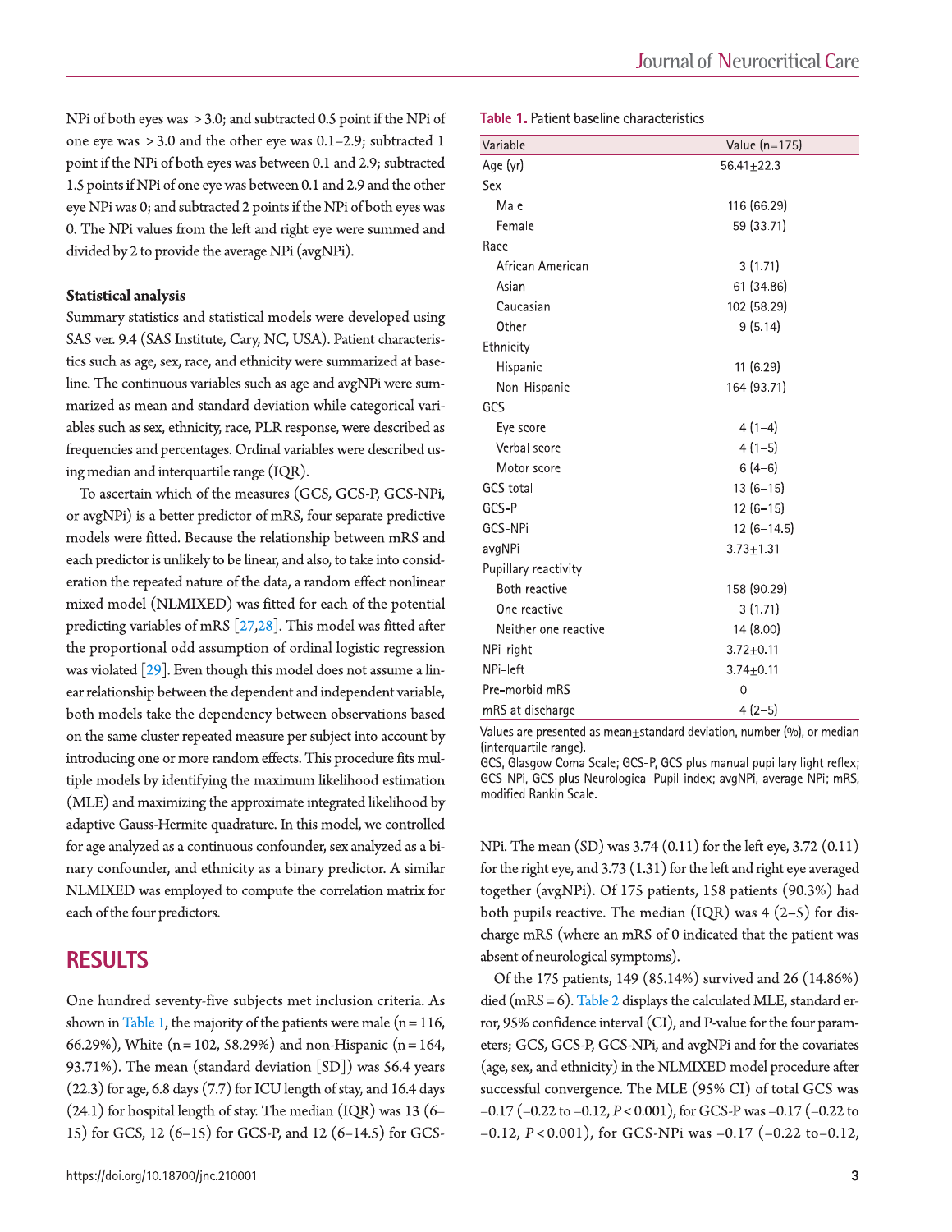NPi of both eyes was > 3.0; and subtracted 0.5 point if the NPi of one eye was > 3.0 and the other eye was 0.1–2.9; subtracted 1 point if the NPi of both eyes was between 0.1 and 2.9; subtracted 1.5 points if NPi of one eye was between 0.1 and 2.9 and the other eye NPi was 0; and subtracted 2 points if the NPi of both eyes was 0. The NPi values from the left and right eye were summed and divided by 2 to provide the average NPi (avgNPi).

**Statistical analysis**

Summary statistics and statistical models were developed using SAS ver. 9.4 (SAS Institute, Cary, NC, USA). Patient characteristics such as age, sex, race, and ethnicity were summarized at baseline. The continuous variables such as age and avgNPi were summarized as mean and standard deviation while categorical variables such as sex, ethnicity, race, PLR response, were described as frequencies and percentages. Ordinal variables were described using median and interquartile range (IQR).

To ascertain which of the measures (GCS, GCS-P, GCS-NPi, or avgNPi) is a better predictor of mRS, four separate predictive models were fitted. Because the relationship between mRS and each predictor is unlikely to be linear, and also, to take into consideration the repeated nature of the data, a random effect nonlinear mixed model (NLMIXED) was fitted for each of the potential predicting variables of mRS [27,28]. This model was fitted after the proportional odd assumption of ordinal logistic regression was violated [29]. Even though this model does not assume a linear relationship between the dependent and independent variable, both models take the dependency between observations based on the same cluster repeated measure per subject into account by introducing one or more random effects. This procedure fits multiple models by identifying the maximum likelihood estimation (MLE) and maximizing the approximate integrated likelihood by adaptive Gauss-Hermite quadrature. In this model, we controlled for age analyzed as a continuous confounder, sex analyzed as a binary confounder, and ethnicity as a binary predictor. A similar NLMIXED was employed to compute the correlation matrix for each of the four predictors.

## RESULTS

One hundred seventy-five subjects met inclusion criteria. As shown in Table 1, the majority of the patients were male (n = 116, 66.29%), White (n = 102, 58.29%) and non-Hispanic (n = 164, 93.71%). The mean (standard deviation [SD]) was 56.4 years (22.3) for age, 6.8 days (7.7) for ICU length of stay, and 16.4 days (24.1) for hospital length of stay. The median (IQR) was 13 (6–15) for GCS, 12 (6–15) for GCS-P, and 12 (6–14.5) for GCS-NPi. The mean (SD) was 3.74 (0.11) for the left eye, 3.72 (0.11) for the right eye, and 3.73 (1.31) for the left and right eye averaged together (avgNPi). Of 175 patients, 158 patients (90.3%) had both pupils reactive. The median (IQR) was 4 (2–5) for discharge mRS (where an mRS of 0 indicated that the patient was absent of neurological symptoms).

**Table 1.** Patient baseline characteristics

| Variable | Value (n=175) |
|---|---|
| Age (yr) | 56.41±22.3 |
| Sex | |
| Male | 116 (66.29) |
| Female | 59 (33.71) |
| Race | |
| African American | 3 (1.71) |
| Asian | 61 (34.86) |
| Caucasian | 102 (58.29) |
| Other | 9 (5.14) |
| Ethnicity | |
| Hispanic | 11 (6.29) |
| Non-Hispanic | 164 (93.71) |
| GCS | |
| Eye score | 4 (1–4) |
| Verbal score | 4 (1–5) |
| Motor score | 6 (4–6) |
| GCS total | 13 (6–15) |
| GCS-P | 12 (6–15) |
| GCS-NPi | 12 (6–14.5) |
| avgNPi | 3.73±1.31 |
| Pupillary reactivity | |
| Both reactive | 158 (90.29) |
| One reactive | 3 (1.71) |
| Neither one reactive | 14 (8.00) |
| NPi-right | 3.72±0.11 |
| NPi-left | 3.74±0.11 |
| Pre-morbid mRS | 0 |
| mRS at discharge | 4 (2–5) |

Values are presented as mean±standard deviation, number (%), or median (interquartile range).
GCS, Glasgow Coma Scale; GCS-P, GCS plus manual pupillary light reflex; GCS-NPi, GCS plus Neurological Pupil index; avgNPi, average NPi; mRS, modified Rankin Scale.

Of the 175 patients, 149 (85.14%) survived and 26 (14.86%) died (mRS = 6). Table 2 displays the calculated MLE, standard error, 95% confidence interval (CI), and P-value for the four parameters; GCS, GCS-P, GCS-NPi, and avgNPi and for the covariates (age, sex, and ethnicity) in the NLMIXED model procedure after successful convergence. The MLE (95% CI) of total GCS was –0.17 (–0.22 to –0.12, $P < 0.001$), for GCS-P was –0.17 (–0.22 to –0.12, $P < 0.001$), for GCS-NPi was –0.17 (–0.22 to–0.12,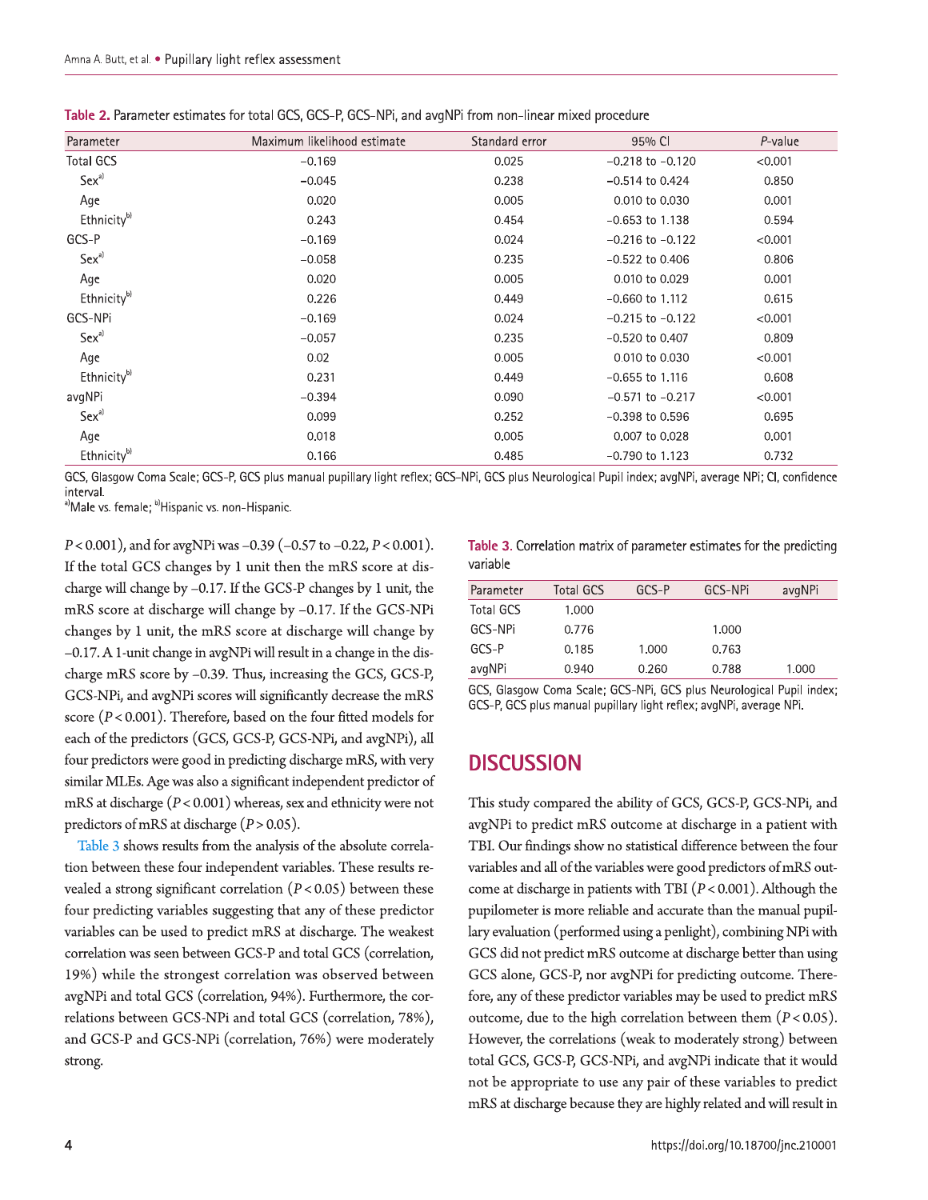**Table 2.** Parameter estimates for total GCS, GCS-P, GCS-NPi, and avgNPi from non-linear mixed procedure

| Parameter | Maximum likelihood estimate | Standard error | 95% CI | *P*-value |
|---|---|---|---|---|
| Total GCS | −0.169 | 0.025 | −0.218 to −0.120 | <0.001 |
| Sex[a] | −0.045 | 0.238 | −0.514 to 0.424 | 0.850 |
| Age | 0.020 | 0.005 | 0.010 to 0.030 | 0.001 |
| Ethnicity[b] | 0.243 | 0.454 | −0.653 to 1.138 | 0.594 |
| GCS-P | −0.169 | 0.024 | −0.216 to −0.122 | <0.001 |
| Sex[a] | −0.058 | 0.235 | −0.522 to 0.406 | 0.806 |
| Age | 0.020 | 0.005 | 0.010 to 0.029 | 0.001 |
| Ethnicity[b] | 0.226 | 0.449 | −0.660 to 1.112 | 0.615 |
| GCS-NPi | −0.169 | 0.024 | −0.215 to −0.122 | <0.001 |
| Sex[a] | −0.057 | 0.235 | −0.520 to 0.407 | 0.809 |
| Age | 0.02 | 0.005 | 0.010 to 0.030 | <0.001 |
| Ethnicity[b] | 0.231 | 0.449 | −0.655 to 1.116 | 0.608 |
| avgNPi | −0.394 | 0.090 | −0.571 to −0.217 | <0.001 |
| Sex[a] | 0.099 | 0.252 | −0.398 to 0.596 | 0.695 |
| Age | 0.018 | 0.005 | 0.007 to 0.028 | 0.001 |
| Ethnicity[b] | 0.166 | 0.485 | −0.790 to 1.123 | 0.732 |

GCS, Glasgow Coma Scale; GCS-P, GCS plus manual pupillary light reflex; GCS-NPi, GCS plus Neurological Pupil index; avgNPi, average NPi; CI, confidence interval.
[a]Male vs. female; [b]Hispanic vs. non-Hispanic.

$P < 0.001$), and for avgNPi was –0.39 (–0.57 to –0.22, $P < 0.001$). If the total GCS changes by 1 unit then the mRS score at discharge will change by –0.17. If the GCS-P changes by 1 unit, the mRS score at discharge will change by –0.17. If the GCS-NPi changes by 1 unit, the mRS score at discharge will change by –0.17. A 1-unit change in avgNPi will result in a change in the discharge mRS score by –0.39. Thus, increasing the GCS, GCS-P, GCS-NPi, and avgNPi scores will significantly decrease the mRS score ($P < 0.001$). Therefore, based on the four fitted models for each of the predictors (GCS, GCS-P, GCS-NPi, and avgNPi), all four predictors were good in predicting discharge mRS, with very similar MLEs. Age was also a significant independent predictor of mRS at discharge ($P < 0.001$) whereas, sex and ethnicity were not predictors of mRS at discharge ($P > 0.05$).

Table 3 shows results from the analysis of the absolute correlation between these four independent variables. These results revealed a strong significant correlation ($P < 0.05$) between these four predicting variables suggesting that any of these predictor variables can be used to predict mRS at discharge. The weakest correlation was seen between GCS-P and total GCS (correlation, 19%) while the strongest correlation was observed between avgNPi and total GCS (correlation, 94%). Furthermore, the correlations between GCS-NPi and total GCS (correlation, 78%), and GCS-P and GCS-NPi (correlation, 76%) were moderately strong.

**Table 3.** Correlation matrix of parameter estimates for the predicting variable

| Parameter | Total GCS | GCS-P | GCS-NPi | avgNPi |
|---|---|---|---|---|
| Total GCS | 1.000 | | | |
| GCS-NPi | 0.776 | | 1.000 | |
| GCS-P | 0.185 | 1.000 | 0.763 | |
| avgNPi | 0.940 | 0.260 | 0.788 | 1.000 |

GCS, Glasgow Coma Scale; GCS-NPi, GCS plus Neurological Pupil index; GCS-P, GCS plus manual pupillary light reflex; avgNPi, average NPi.

## DISCUSSION

This study compared the ability of GCS, GCS-P, GCS-NPi, and avgNPi to predict mRS outcome at discharge in a patient with TBI. Our findings show no statistical difference between the four variables and all of the variables were good predictors of mRS outcome at discharge in patients with TBI ($P < 0.001$). Although the pupilometer is more reliable and accurate than the manual pupillary evaluation (performed using a penlight), combining NPi with GCS did not predict mRS outcome at discharge better than using GCS alone, GCS-P, nor avgNPi for predicting outcome. Therefore, any of these predictor variables may be used to predict mRS outcome, due to the high correlation between them ($P < 0.05$). However, the correlations (weak to moderately strong) between total GCS, GCS-P, GCS-NPi, and avgNPi indicate that it would not be appropriate to use any pair of these variables to predict mRS at discharge because they are highly related and will result in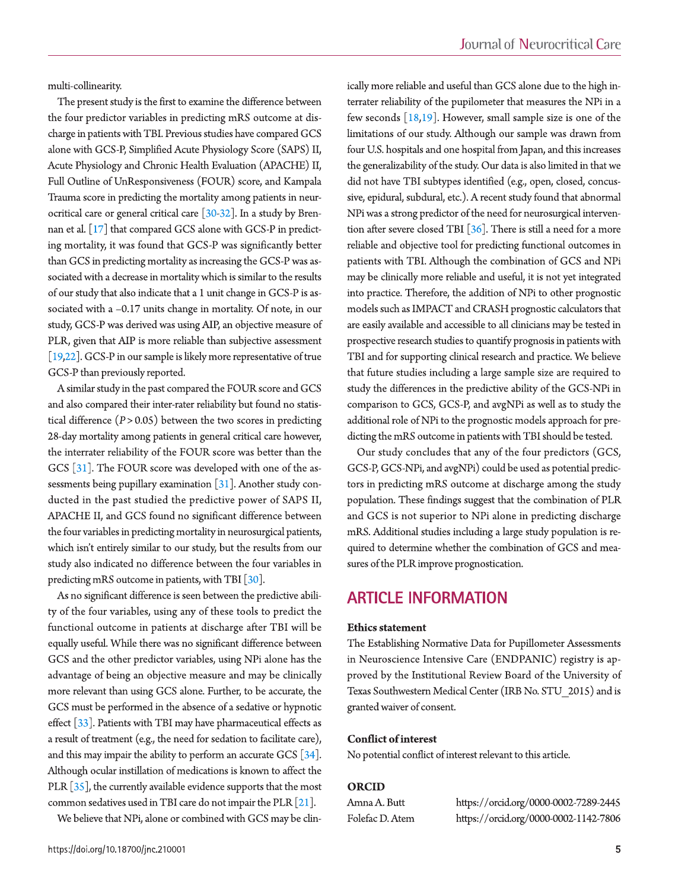multi-collinearity.

The present study is the first to examine the difference between the four predictor variables in predicting mRS outcome at discharge in patients with TBI. Previous studies have compared GCS alone with GCS-P, Simplified Acute Physiology Score (SAPS) II, Acute Physiology and Chronic Health Evaluation (APACHE) II, Full Outline of UnResponsiveness (FOUR) score, and Kampala Trauma score in predicting the mortality among patients in neurocritical care or general critical care [30-32]. In a study by Brennan et al. [17] that compared GCS alone with GCS-P in predicting mortality, it was found that GCS-P was significantly better than GCS in predicting mortality as increasing the GCS-P was associated with a decrease in mortality which is similar to the results of our study that also indicate that a 1 unit change in GCS-P is associated with a −0.17 units change in mortality. Of note, in our study, GCS-P was derived was using AIP, an objective measure of PLR, given that AIP is more reliable than subjective assessment [19,22]. GCS-P in our sample is likely more representative of true GCS-P than previously reported.

A similar study in the past compared the FOUR score and GCS and also compared their inter-rater reliability but found no statistical difference ($P > 0.05$) between the two scores in predicting 28-day mortality among patients in general critical care however, the interrater reliability of the FOUR score was better than the GCS [31]. The FOUR score was developed with one of the assessments being pupillary examination [31]. Another study conducted in the past studied the predictive power of SAPS II, APACHE II, and GCS found no significant difference between the four variables in predicting mortality in neurosurgical patients, which isn't entirely similar to our study, but the results from our study also indicated no difference between the four variables in predicting mRS outcome in patients, with TBI [30].

As no significant difference is seen between the predictive ability of the four variables, using any of these tools to predict the functional outcome in patients at discharge after TBI will be equally useful. While there was no significant difference between GCS and the other predictor variables, using NPi alone has the advantage of being an objective measure and may be clinically more relevant than using GCS alone. Further, to be accurate, the GCS must be performed in the absence of a sedative or hypnotic effect [33]. Patients with TBI may have pharmaceutical effects as a result of treatment (e.g., the need for sedation to facilitate care), and this may impair the ability to perform an accurate GCS [34]. Although ocular instillation of medications is known to affect the PLR [35], the currently available evidence supports that the most common sedatives used in TBI care do not impair the PLR [21].

We believe that NPi, alone or combined with GCS may be clinically more reliable and useful than GCS alone due to the high interrater reliability of the pupilometer that measures the NPi in a few seconds [18,19]. However, small sample size is one of the limitations of our study. Although our sample was drawn from four U.S. hospitals and one hospital from Japan, and this increases the generalizability of the study. Our data is also limited in that we did not have TBI subtypes identified (e.g., open, closed, concussive, epidural, subdural, etc.). A recent study found that abnormal NPi was a strong predictor of the need for neurosurgical intervention after severe closed TBI [36]. There is still a need for a more reliable and objective tool for predicting functional outcomes in patients with TBI. Although the combination of GCS and NPi may be clinically more reliable and useful, it is not yet integrated into practice. Therefore, the addition of NPi to other prognostic models such as IMPACT and CRASH prognostic calculators that are easily available and accessible to all clinicians may be tested in prospective research studies to quantify prognosis in patients with TBI and for supporting clinical research and practice. We believe that future studies including a large sample size are required to study the differences in the predictive ability of the GCS-NPi in comparison to GCS, GCS-P, and avgNPi as well as to study the additional role of NPi to the prognostic models approach for predicting the mRS outcome in patients with TBI should be tested.

Our study concludes that any of the four predictors (GCS, GCS-P, GCS-NPi, and avgNPi) could be used as potential predictors in predicting mRS outcome at discharge among the study population. These findings suggest that the combination of PLR and GCS is not superior to NPi alone in predicting discharge mRS. Additional studies including a large study population is required to determine whether the combination of GCS and measures of the PLR improve prognostication.

## ARTICLE INFORMATION

### Ethics statement

The Establishing Normative Data for Pupillometer Assessments in Neuroscience Intensive Care (ENDPANIC) registry is approved by the Institutional Review Board of the University of Texas Southwestern Medical Center (IRB No. STU_2015) and is granted waiver of consent.

### Conflict of interest

No potential conflict of interest relevant to this article.

### ORCID

| | |
|---|---|
| Amna A. Butt | https://orcid.org/0000-0002-7289-2445 |
| Folefac D. Atem | https://orcid.org/0000-0002-1142-7806 |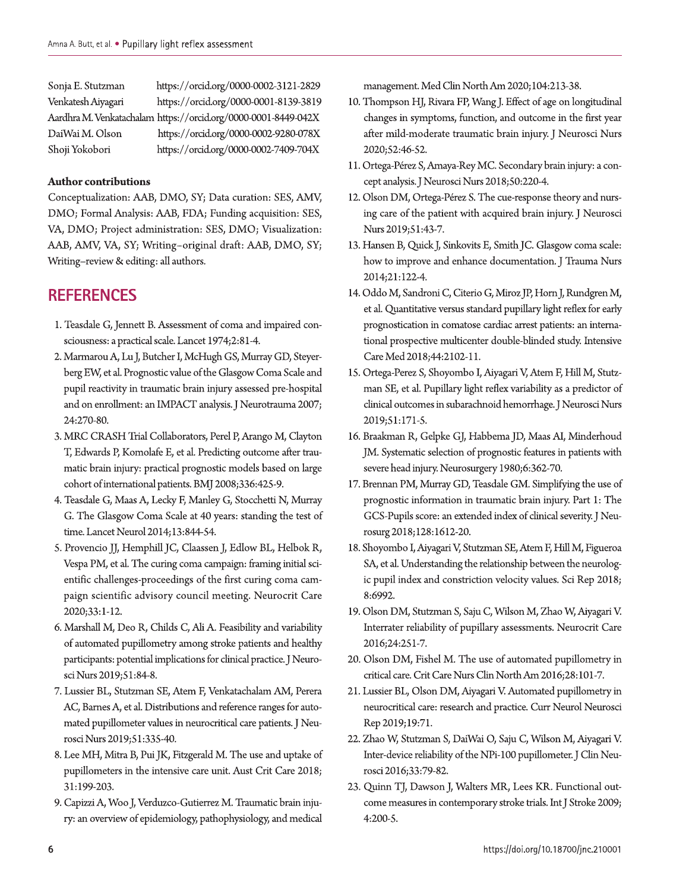Sonja E. Stutzman https://orcid.org/0000-0002-3121-2829
Venkatesh Aiyagari https://orcid.org/0000-0001-8139-3819
Aardhra M. Venkatachalam https://orcid.org/0000-0001-8449-042X
DaiWai M. Olson https://orcid.org/0000-0002-9280-078X
Shoji Yokobori https://orcid.org/0000-0002-7409-704X

**Author contributions**

Conceptualization: AAB, DMO, SY; Data curation: SES, AMV, DMO; Formal Analysis: AAB, FDA; Funding acquisition: SES, VA, DMO; Project administration: SES, DMO; Visualization: AAB, AMV, VA, SY; Writing–original draft: AAB, DMO, SY; Writing–review & editing: all authors.

## REFERENCES

1. Teasdale G, Jennett B. Assessment of coma and impaired consciousness: a practical scale. Lancet 1974;2:81-4.
2. Marmarou A, Lu J, Butcher I, McHugh GS, Murray GD, Steyerberg EW, et al. Prognostic value of the Glasgow Coma Scale and pupil reactivity in traumatic brain injury assessed pre-hospital and on enrollment: an IMPACT analysis. J Neurotrauma 2007;24:270-80.
3. MRC CRASH Trial Collaborators, Perel P, Arango M, Clayton T, Edwards P, Komolafe E, et al. Predicting outcome after traumatic brain injury: practical prognostic models based on large cohort of international patients. BMJ 2008;336:425-9.
4. Teasdale G, Maas A, Lecky F, Manley G, Stocchetti N, Murray G. The Glasgow Coma Scale at 40 years: standing the test of time. Lancet Neurol 2014;13:844-54.
5. Provencio JJ, Hemphill JC, Claassen J, Edlow BL, Helbok R, Vespa PM, et al. The curing coma campaign: framing initial scientific challenges-proceedings of the first curing coma campaign scientific advisory council meeting. Neurocrit Care 2020;33:1-12.
6. Marshall M, Deo R, Childs C, Ali A. Feasibility and variability of automated pupillometry among stroke patients and healthy participants: potential implications for clinical practice. J Neurosci Nurs 2019;51:84-8.
7. Lussier BL, Stutzman SE, Atem F, Venkatachalam AM, Perera AC, Barnes A, et al. Distributions and reference ranges for automated pupillometer values in neurocritical care patients. J Neurosci Nurs 2019;51:335-40.
8. Lee MH, Mitra B, Pui JK, Fitzgerald M. The use and uptake of pupillometers in the intensive care unit. Aust Crit Care 2018;31:199-203.
9. Capizzi A, Woo J, Verduzco-Gutierrez M. Traumatic brain injury: an overview of epidemiology, pathophysiology, and medical management. Med Clin North Am 2020;104:213-38.
10. Thompson HJ, Rivara FP, Wang J. Effect of age on longitudinal changes in symptoms, function, and outcome in the first year after mild-moderate traumatic brain injury. J Neurosci Nurs 2020;52:46-52.
11. Ortega-Pérez S, Amaya-Rey MC. Secondary brain injury: a concept analysis. J Neurosci Nurs 2018;50:220-4.
12. Olson DM, Ortega-Pérez S. The cue-response theory and nursing care of the patient with acquired brain injury. J Neurosci Nurs 2019;51:43-7.
13. Hansen B, Quick J, Sinkovits E, Smith JC. Glasgow coma scale: how to improve and enhance documentation. J Trauma Nurs 2014;21:122-4.
14. Oddo M, Sandroni C, Citerio G, Miroz JP, Horn J, Rundgren M, et al. Quantitative versus standard pupillary light reflex for early prognostication in comatose cardiac arrest patients: an international prospective multicenter double-blinded study. Intensive Care Med 2018;44:2102-11.
15. Ortega-Perez S, Shoyombo I, Aiyagari V, Atem F, Hill M, Stutzman SE, et al. Pupillary light reflex variability as a predictor of clinical outcomes in subarachnoid hemorrhage. J Neurosci Nurs 2019;51:171-5.
16. Braakman R, Gelpke GJ, Habbema JD, Maas AI, Minderhoud JM. Systematic selection of prognostic features in patients with severe head injury. Neurosurgery 1980;6:362-70.
17. Brennan PM, Murray GD, Teasdale GM. Simplifying the use of prognostic information in traumatic brain injury. Part 1: The GCS-Pupils score: an extended index of clinical severity. J Neurosurg 2018;128:1612-20.
18. Shoyombo I, Aiyagari V, Stutzman SE, Atem F, Hill M, Figueroa SA, et al. Understanding the relationship between the neurologic pupil index and constriction velocity values. Sci Rep 2018;8:6992.
19. Olson DM, Stutzman S, Saju C, Wilson M, Zhao W, Aiyagari V. Interrater reliability of pupillary assessments. Neurocrit Care 2016;24:251-7.
20. Olson DM, Fishel M. The use of automated pupillometry in critical care. Crit Care Nurs Clin North Am 2016;28:101-7.
21. Lussier BL, Olson DM, Aiyagari V. Automated pupillometry in neurocritical care: research and practice. Curr Neurol Neurosci Rep 2019;19:71.
22. Zhao W, Stutzman S, DaiWai O, Saju C, Wilson M, Aiyagari V. Inter-device reliability of the NPi-100 pupillometer. J Clin Neurosci 2016;33:79-82.
23. Quinn TJ, Dawson J, Walters MR, Lees KR. Functional outcome measures in contemporary stroke trials. Int J Stroke 2009;4:200-5.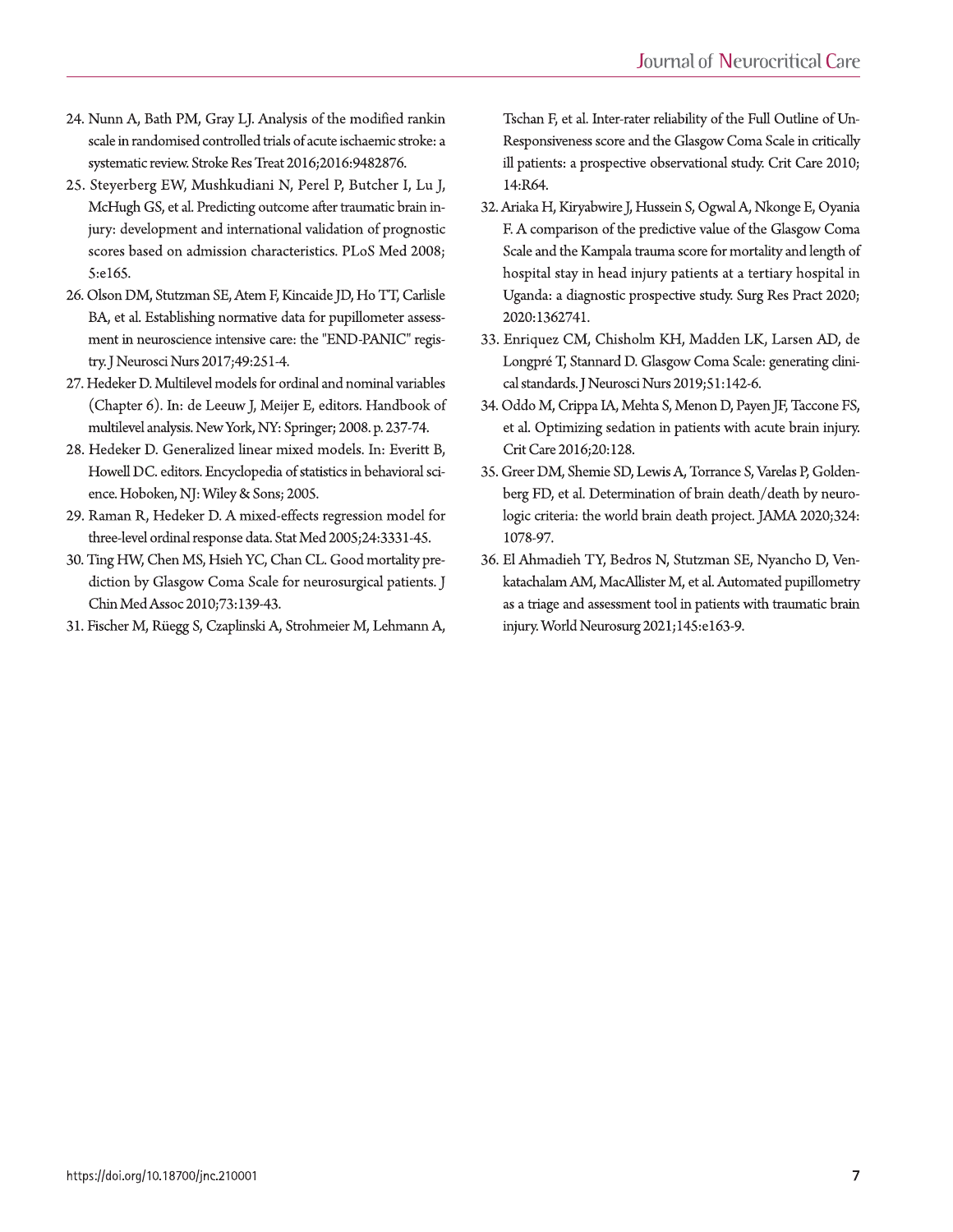24. Nunn A, Bath PM, Gray LJ. Analysis of the modified rankin scale in randomised controlled trials of acute ischaemic stroke: a systematic review. Stroke Res Treat 2016;2016:9482876.
25. Steyerberg EW, Mushkudiani N, Perel P, Butcher I, Lu J, McHugh GS, et al. Predicting outcome after traumatic brain injury: development and international validation of prognostic scores based on admission characteristics. PLoS Med 2008; 5:e165.
26. Olson DM, Stutzman SE, Atem F, Kincaide JD, Ho TT, Carlisle BA, et al. Establishing normative data for pupillometer assessment in neuroscience intensive care: the "END-PANIC" registry. J Neurosci Nurs 2017;49:251-4.
27. Hedeker D. Multilevel models for ordinal and nominal variables (Chapter 6). In: de Leeuw J, Meijer E, editors. Handbook of multilevel analysis. New York, NY: Springer; 2008. p. 237-74.
28. Hedeker D. Generalized linear mixed models. In: Everitt B, Howell DC. editors. Encyclopedia of statistics in behavioral science. Hoboken, NJ: Wiley & Sons; 2005.
29. Raman R, Hedeker D. A mixed-effects regression model for three-level ordinal response data. Stat Med 2005;24:3331-45.
30. Ting HW, Chen MS, Hsieh YC, Chan CL. Good mortality prediction by Glasgow Coma Scale for neurosurgical patients. J Chin Med Assoc 2010;73:139-43.
31. Fischer M, Rüegg S, Czaplinski A, Strohmeier M, Lehmann A, Tschan F, et al. Inter-rater reliability of the Full Outline of UnResponsiveness score and the Glasgow Coma Scale in critically ill patients: a prospective observational study. Crit Care 2010; 14:R64.
32. Ariaka H, Kiryabwire J, Hussein S, Ogwal A, Nkonge E, Oyania F. A comparison of the predictive value of the Glasgow Coma Scale and the Kampala trauma score for mortality and length of hospital stay in head injury patients at a tertiary hospital in Uganda: a diagnostic prospective study. Surg Res Pract 2020; 2020:1362741.
33. Enriquez CM, Chisholm KH, Madden LK, Larsen AD, de Longpré T, Stannard D. Glasgow Coma Scale: generating clinical standards. J Neurosci Nurs 2019;51:142-6.
34. Oddo M, Crippa IA, Mehta S, Menon D, Payen JF, Taccone FS, et al. Optimizing sedation in patients with acute brain injury. Crit Care 2016;20:128.
35. Greer DM, Shemie SD, Lewis A, Torrance S, Varelas P, Goldenberg FD, et al. Determination of brain death/death by neurologic criteria: the world brain death project. JAMA 2020;324: 1078-97.
36. El Ahmadieh TY, Bedros N, Stutzman SE, Nyancho D, Venkatachalam AM, MacAllister M, et al. Automated pupillometry as a triage and assessment tool in patients with traumatic brain injury. World Neurosurg 2021;145:e163-9.